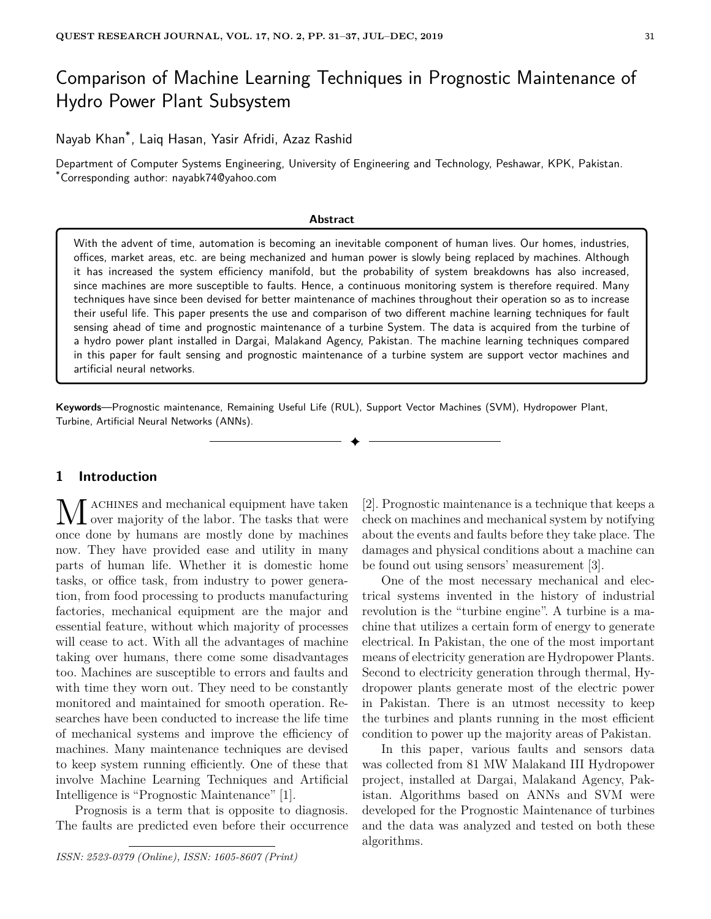# Comparison of Machine Learning Techniques in Prognostic Maintenance of Hydro Power Plant Subsystem

Nayab Khan*, Laiq Hasan, Yasir Afridi, Azaz Rashid

Department of Computer Systems Engineering, University of Engineering and Technology, Peshawar, KPK, Pakistan.
*Corresponding author: nayabk74@yahoo.com

**Abstract**

With the advent of time, automation is becoming an inevitable component of human lives. Our homes, industries, offices, market areas, etc. are being mechanized and human power is slowly being replaced by machines. Although it has increased the system efficiency manifold, but the probability of system breakdowns has also increased, since machines are more susceptible to faults. Hence, a continuous monitoring system is therefore required. Many techniques have since been devised for better maintenance of machines throughout their operation so as to increase their useful life. This paper presents the use and comparison of two different machine learning techniques for fault sensing ahead of time and prognostic maintenance of a turbine System. The data is acquired from the turbine of a hydro power plant installed in Dargai, Malakand Agency, Pakistan. The machine learning techniques compared in this paper for fault sensing and prognostic maintenance of a turbine system are support vector machines and artificial neural networks.

**Keywords**—Prognostic maintenance, Remaining Useful Life (RUL), Support Vector Machines (SVM), Hydropower Plant, Turbine, Artificial Neural Networks (ANNs).

## 1 Introduction

Machines and mechanical equipment have taken over majority of the labor. The tasks that were once done by humans are mostly done by machines now. They have provided ease and utility in many parts of human life. Whether it is domestic home tasks, or office task, from industry to power generation, from food processing to products manufacturing factories, mechanical equipment are the major and essential feature, without which majority of processes will cease to act. With all the advantages of machine taking over humans, there come some disadvantages too. Machines are susceptible to errors and faults and with time they worn out. They need to be constantly monitored and maintained for smooth operation. Researches have been conducted to increase the life time of mechanical systems and improve the efficiency of machines. Many maintenance techniques are devised to keep system running efficiently. One of these that involve Machine Learning Techniques and Artificial Intelligence is "Prognostic Maintenance" [1].

Prognosis is a term that is opposite to diagnosis. The faults are predicted even before their occurrence [2]. Prognostic maintenance is a technique that keeps a check on machines and mechanical system by notifying about the events and faults before they take place. The damages and physical conditions about a machine can be found out using sensors' measurement [3].

One of the most necessary mechanical and electrical systems invented in the history of industrial revolution is the "turbine engine". A turbine is a machine that utilizes a certain form of energy to generate electrical. In Pakistan, the one of the most important means of electricity generation are Hydropower Plants. Second to electricity generation through thermal, Hydropower plants generate most of the electric power in Pakistan. There is an utmost necessity to keep the turbines and plants running in the most efficient condition to power up the majority areas of Pakistan.

In this paper, various faults and sensors data was collected from 81 MW Malakand III Hydropower project, installed at Dargai, Malakand Agency, Pakistan. Algorithms based on ANNs and SVM were developed for the Prognostic Maintenance of turbines and the data was analyzed and tested on both these algorithms.

*ISSN: 2523-0379 (Online), ISSN: 1605-8607 (Print)*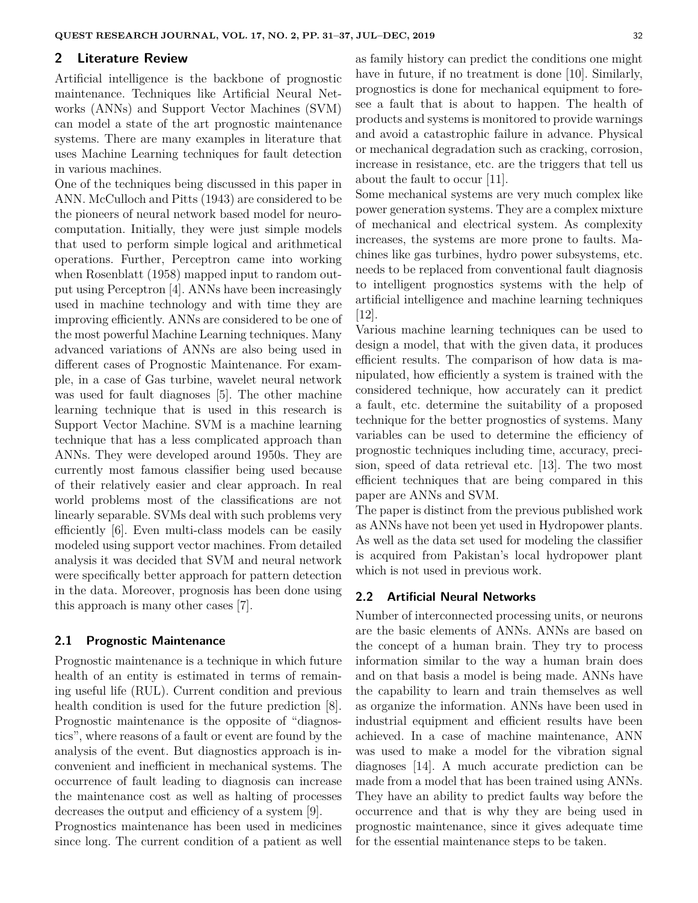## 2 Literature Review

Artificial intelligence is the backbone of prognostic maintenance. Techniques like Artificial Neural Networks (ANNs) and Support Vector Machines (SVM) can model a state of the art prognostic maintenance systems. There are many examples in literature that uses Machine Learning techniques for fault detection in various machines.

One of the techniques being discussed in this paper in ANN. McCulloch and Pitts (1943) are considered to be the pioneers of neural network based model for neurocomputation. Initially, they were just simple models that used to perform simple logical and arithmetical operations. Further, Perceptron came into working when Rosenblatt (1958) mapped input to random output using Perceptron [4]. ANNs have been increasingly used in machine technology and with time they are improving efficiently. ANNs are considered to be one of the most powerful Machine Learning techniques. Many advanced variations of ANNs are also being used in different cases of Prognostic Maintenance. For example, in a case of Gas turbine, wavelet neural network was used for fault diagnoses [5]. The other machine learning technique that is used in this research is Support Vector Machine. SVM is a machine learning technique that has a less complicated approach than ANNs. They were developed around 1950s. They are currently most famous classifier being used because of their relatively easier and clear approach. In real world problems most of the classifications are not linearly separable. SVMs deal with such problems very efficiently [6]. Even multi-class models can be easily modeled using support vector machines. From detailed analysis it was decided that SVM and neural network were specifically better approach for pattern detection in the data. Moreover, prognosis has been done using this approach is many other cases [7].

### 2.1 Prognostic Maintenance

Prognostic maintenance is a technique in which future health of an entity is estimated in terms of remaining useful life (RUL). Current condition and previous health condition is used for the future prediction [8]. Prognostic maintenance is the opposite of "diagnostics", where reasons of a fault or event are found by the analysis of the event. But diagnostics approach is inconvenient and inefficient in mechanical systems. The occurrence of fault leading to diagnosis can increase the maintenance cost as well as halting of processes decreases the output and efficiency of a system [9].

Prognostics maintenance has been used in medicines since long. The current condition of a patient as well as family history can predict the conditions one might have in future, if no treatment is done [10]. Similarly, prognostics is done for mechanical equipment to foresee a fault that is about to happen. The health of products and systems is monitored to provide warnings and avoid a catastrophic failure in advance. Physical or mechanical degradation such as cracking, corrosion, increase in resistance, etc. are the triggers that tell us about the fault to occur [11].

Some mechanical systems are very much complex like power generation systems. They are a complex mixture of mechanical and electrical system. As complexity increases, the systems are more prone to faults. Machines like gas turbines, hydro power subsystems, etc. needs to be replaced from conventional fault diagnosis to intelligent prognostics systems with the help of artificial intelligence and machine learning techniques [12].

Various machine learning techniques can be used to design a model, that with the given data, it produces efficient results. The comparison of how data is manipulated, how efficiently a system is trained with the considered technique, how accurately can it predict a fault, etc. determine the suitability of a proposed technique for the better prognostics of systems. Many variables can be used to determine the efficiency of prognostic techniques including time, accuracy, precision, speed of data retrieval etc. [13]. The two most efficient techniques that are being compared in this paper are ANNs and SVM.

The paper is distinct from the previous published work as ANNs have not been yet used in Hydropower plants. As well as the data set used for modeling the classifier is acquired from Pakistan's local hydropower plant which is not used in previous work.

### 2.2 Artificial Neural Networks

Number of interconnected processing units, or neurons are the basic elements of ANNs. ANNs are based on the concept of a human brain. They try to process information similar to the way a human brain does and on that basis a model is being made. ANNs have the capability to learn and train themselves as well as organize the information. ANNs have been used in industrial equipment and efficient results have been achieved. In a case of machine maintenance, ANN was used to make a model for the vibration signal diagnoses [14]. A much accurate prediction can be made from a model that has been trained using ANNs. They have an ability to predict faults way before the occurrence and that is why they are being used in prognostic maintenance, since it gives adequate time for the essential maintenance steps to be taken.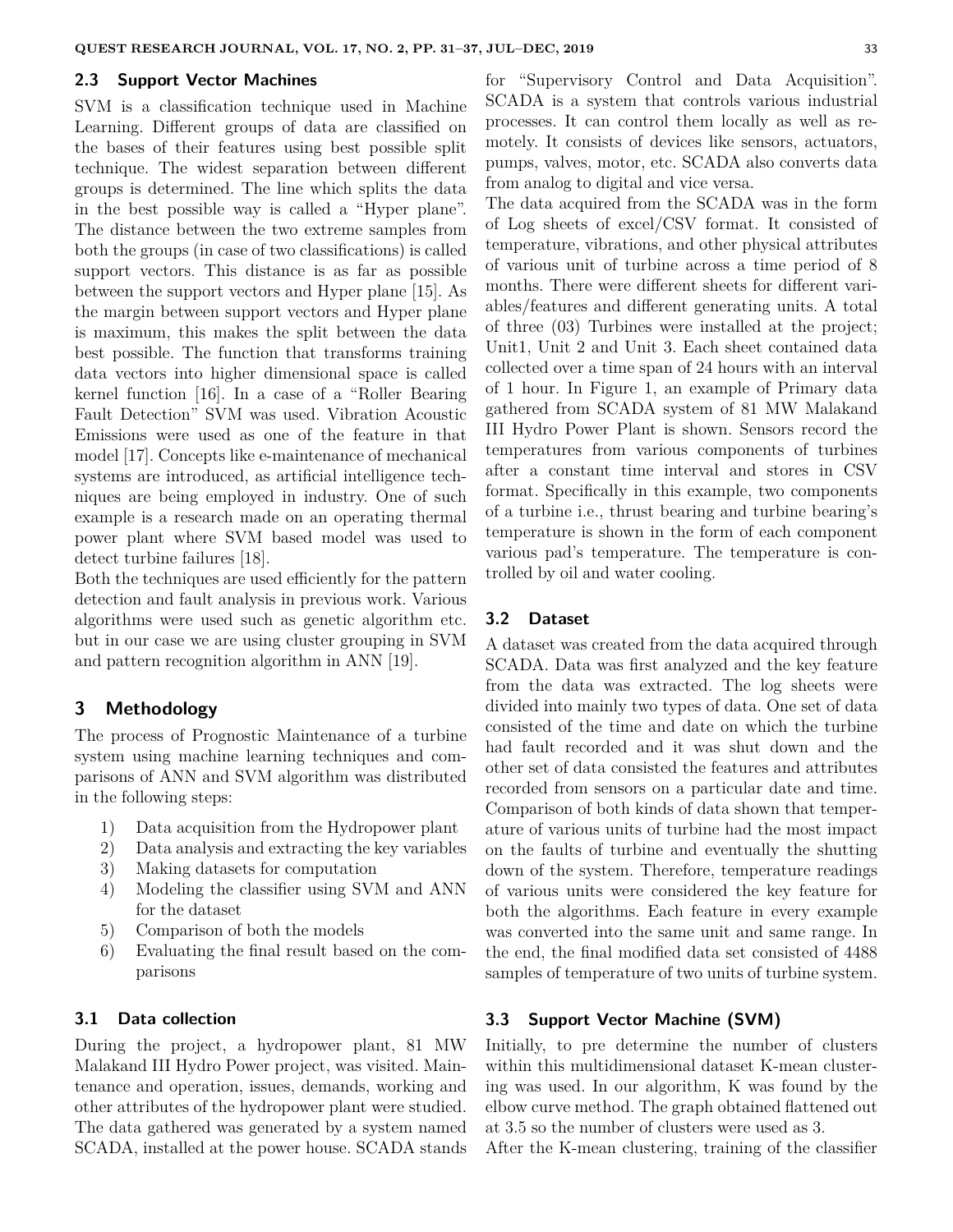### 2.3 Support Vector Machines

SVM is a classification technique used in Machine Learning. Different groups of data are classified on the bases of their features using best possible split technique. The widest separation between different groups is determined. The line which splits the data in the best possible way is called a "Hyper plane". The distance between the two extreme samples from both the groups (in case of two classifications) is called support vectors. This distance is as far as possible between the support vectors and Hyper plane [15]. As the margin between support vectors and Hyper plane is maximum, this makes the split between the data best possible. The function that transforms training data vectors into higher dimensional space is called kernel function [16]. In a case of a "Roller Bearing Fault Detection" SVM was used. Vibration Acoustic Emissions were used as one of the feature in that model [17]. Concepts like e-maintenance of mechanical systems are introduced, as artificial intelligence techniques are being employed in industry. One of such example is a research made on an operating thermal power plant where SVM based model was used to detect turbine failures [18].

Both the techniques are used efficiently for the pattern detection and fault analysis in previous work. Various algorithms were used such as genetic algorithm etc. but in our case we are using cluster grouping in SVM and pattern recognition algorithm in ANN [19].

## 3 Methodology

The process of Prognostic Maintenance of a turbine system using machine learning techniques and comparisons of ANN and SVM algorithm was distributed in the following steps:

1) Data acquisition from the Hydropower plant
2) Data analysis and extracting the key variables
3) Making datasets for computation
4) Modeling the classifier using SVM and ANN for the dataset
5) Comparison of both the models
6) Evaluating the final result based on the comparisons

### 3.1 Data collection

During the project, a hydropower plant, 81 MW Malakand III Hydro Power project, was visited. Maintenance and operation, issues, demands, working and other attributes of the hydropower plant were studied. The data gathered was generated by a system named SCADA, installed at the power house. SCADA stands for "Supervisory Control and Data Acquisition". SCADA is a system that controls various industrial processes. It can control them locally as well as remotely. It consists of devices like sensors, actuators, pumps, valves, motor, etc. SCADA also converts data from analog to digital and vice versa.

The data acquired from the SCADA was in the form of Log sheets of excel/CSV format. It consisted of temperature, vibrations, and other physical attributes of various unit of turbine across a time period of 8 months. There were different sheets for different variables/features and different generating units. A total of three (03) Turbines were installed at the project; Unit1, Unit 2 and Unit 3. Each sheet contained data collected over a time span of 24 hours with an interval of 1 hour. In Figure 1, an example of Primary data gathered from SCADA system of 81 MW Malakand III Hydro Power Plant is shown. Sensors record the temperatures from various components of turbines after a constant time interval and stores in CSV format. Specifically in this example, two components of a turbine i.e., thrust bearing and turbine bearing's temperature is shown in the form of each component various pad's temperature. The temperature is controlled by oil and water cooling.

### 3.2 Dataset

A dataset was created from the data acquired through SCADA. Data was first analyzed and the key feature from the data was extracted. The log sheets were divided into mainly two types of data. One set of data consisted of the time and date on which the turbine had fault recorded and it was shut down and the other set of data consisted the features and attributes recorded from sensors on a particular date and time. Comparison of both kinds of data shown that temperature of various units of turbine had the most impact on the faults of turbine and eventually the shutting down of the system. Therefore, temperature readings of various units were considered the key feature for both the algorithms. Each feature in every example was converted into the same unit and same range. In the end, the final modified data set consisted of 4488 samples of temperature of two units of turbine system.

### 3.3 Support Vector Machine (SVM)

Initially, to pre determine the number of clusters within this multidimensional dataset K-mean clustering was used. In our algorithm, K was found by the elbow curve method. The graph obtained flattened out at 3.5 so the number of clusters were used as 3.

After the K-mean clustering, training of the classifier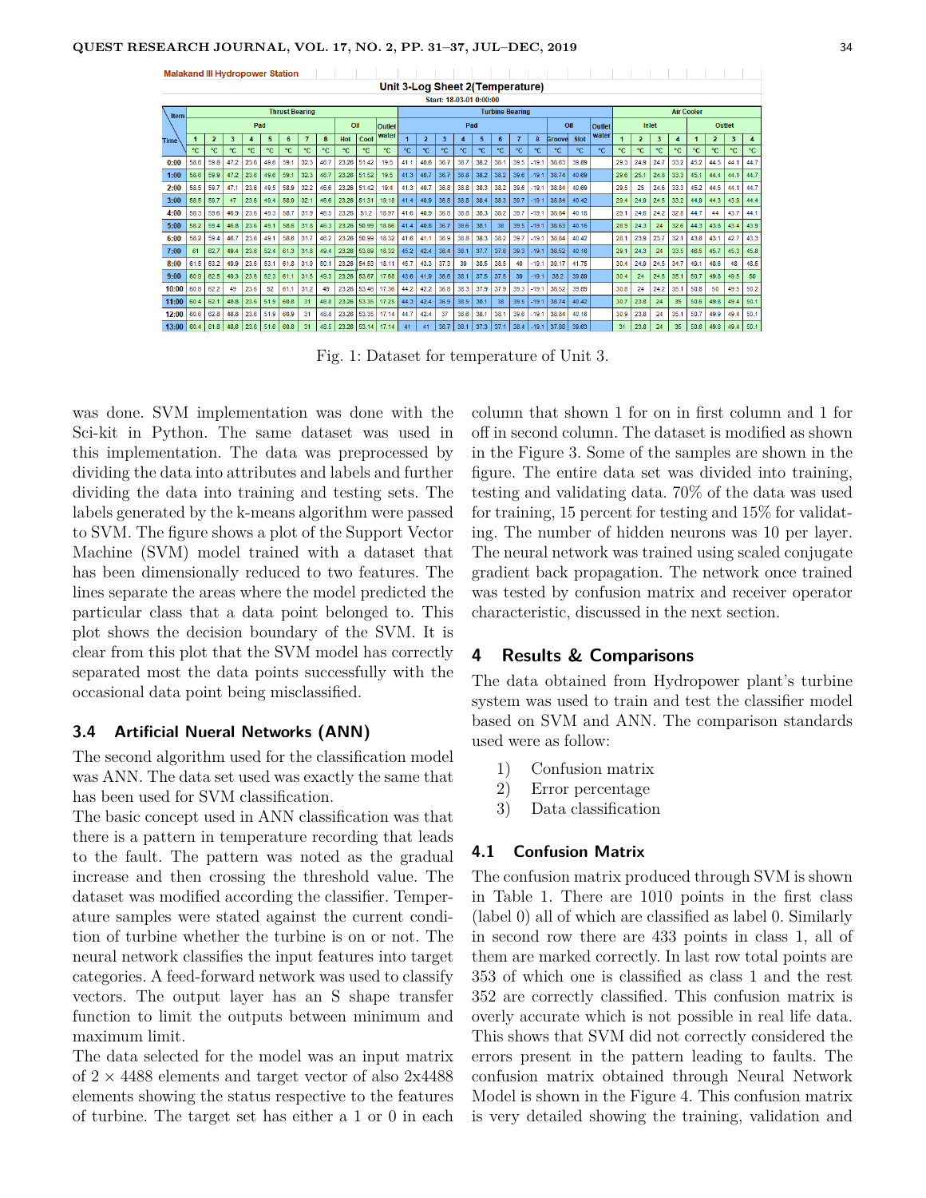Malakand III Hydropower Station

**Unit 3-Log Sheet 2(Temperature)**

Start: 18-03-01 0:00:00

| Item | Thrust Bearing | | | | | | | | | | | Turbine Bearing | | | | | | | | | | | Air Cooler | | | | | | | |
|---|---|---|---|---|---|---|---|---|---|---|---|---|---|---|---|---|---|---|---|---|---|---|---|---|---|---|---|---|---|---|
| | Pad | | | | | | | | Oil | | Outlet water | Pad | | | | | | | | Oil | | Outlet water | Inlet | | | | Outlet | | | |
| Time | 1 | 2 | 3 | 4 | 5 | 6 | 7 | 8 | Hot | Cool | | 1 | 2 | 3 | 4 | 5 | 6 | 7 | 8 | Groove | Slot | | 1 | 2 | 3 | 4 | 1 | 2 | 3 | 4 |
| | °C | °C | °C | °C | °C | °C | °C | °C | °C | °C | °C | °C | °C | °C | °C | °C | °C | °C | °C | °C | °C | °C | °C | °C | °C | °C | °C | °C | °C | °C |
| 0:00 | 58.6 | 59.8 | 47.2 | 23.6 | 49.6 | 59.1 | 32.3 | 46.7 | 23.26 | 51.42 | 19.5 | 41.1 | 40.6 | 36.7 | 38.7 | 38.2 | 38.1 | 39.5 | -19.1 | 38.83 | 39.89 | | 29.3 | 24.9 | 24.7 | 33.2 | 45.2 | 44.5 | 44.1 | 44.7 |
| 1:00 | 58.6 | 59.9 | 47.2 | 23.6 | 49.6 | 59.1 | 32.3 | 46.7 | 23.26 | 51.52 | 19.5 | 41.3 | 40.7 | 36.7 | 38.8 | 38.2 | 38.2 | 39.6 | -19.1 | 38.74 | 40.69 | | 29.6 | 25.1 | 24.8 | 33.3 | 45.1 | 44.4 | 44.1 | 44.7 |
| 2:00 | 58.5 | 59.7 | 47.1 | 23.6 | 49.5 | 58.9 | 32.2 | 46.6 | 23.26 | 51.42 | 19.4 | 41.3 | 40.7 | 36.8 | 38.8 | 38.3 | 38.2 | 39.6 | -19.1 | 38.84 | 40.69 | | 29.5 | 25 | 24.8 | 33.3 | 45.2 | 44.5 | 44.1 | 44.7 |
| 3:00 | 58.5 | 59.7 | 47 | 23.6 | 49.4 | 58.9 | 32.1 | 46.6 | 23.26 | 51.31 | 19.18 | 41.4 | 40.9 | 36.8 | 38.8 | 38.4 | 38.3 | 39.7 | -19.1 | 38.84 | 40.42 | | 29.4 | 24.9 | 24.5 | 33.2 | 44.9 | 44.3 | 43.9 | 44.4 |
| 4:00 | 58.3 | 59.6 | 46.9 | 23.6 | 49.3 | 58.7 | 31.9 | 46.5 | 23.26 | 51.2 | 18.97 | 41.6 | 40.9 | 36.8 | 38.8 | 38.3 | 38.2 | 39.7 | -19.1 | 38.84 | 40.16 | | 29.1 | 24.6 | 24.2 | 32.8 | 44.7 | 44 | 43.7 | 44.1 |
| 5:00 | 58.2 | 59.4 | 46.8 | 23.6 | 49.1 | 58.6 | 31.8 | 46.3 | 23.26 | 50.99 | 18.86 | 41.4 | 40.8 | 36.7 | 38.6 | 38.1 | 38 | 39.5 | -19.1 | 38.63 | 40.16 | | 28.9 | 24.3 | 24 | 32.6 | 44.3 | 43.8 | 43.4 | 43.9 |
| 6:00 | 58.2 | 59.4 | 46.7 | 23.6 | 49.1 | 58.6 | 31.7 | 46.2 | 23.26 | 50.99 | 18.32 | 41.6 | 41.1 | 36.9 | 38.8 | 38.3 | 38.2 | 39.7 | -19.1 | 38.84 | 40.42 | | 28.1 | 23.9 | 23.7 | 32.1 | 43.8 | 43.1 | 42.7 | 43.3 |
| 7:00 | 61 | 62.7 | 49.4 | 23.6 | 52.4 | 61.3 | 31.8 | 49.4 | 23.26 | 53.89 | 18.32 | 45.2 | 42.4 | 38.4 | 38.1 | 37.7 | 37.6 | 39.3 | -19.1 | 38.52 | 40.16 | | 29.1 | 24.3 | 24 | 33.5 | 46.5 | 45.7 | 45.3 | 45.8 |
| 8:00 | 61.5 | 63.2 | 49.9 | 23.6 | 53.1 | 61.8 | 31.9 | 50.1 | 23.26 | 54.53 | 18.11 | 45.7 | 43.3 | 37.3 | 39 | 38.5 | 38.5 | 40 | -19.1 | 39.17 | 41.75 | | 30.4 | 24.9 | 24.5 | 34.7 | 49.1 | 48.6 | 48 | 48.5 |
| 9:00 | 60.9 | 62.5 | 49.3 | 23.6 | 52.3 | 61.1 | 31.5 | 49.3 | 23.26 | 53.67 | 17.68 | 43.6 | 41.9 | 36.6 | 38.1 | 37.5 | 37.5 | 39 | -19.1 | 38.2 | 39.89 | | 30.4 | 24 | 24.5 | 35.1 | 50.7 | 49.8 | 49.5 | 50 |
| 10:00 | 60.8 | 62.2 | 49 | 23.6 | 52 | 61.1 | 31.2 | 49 | 23.26 | 53.46 | 17.36 | 44.2 | 42.2 | 36.8 | 38.3 | 37.9 | 37.9 | 39.3 | -19.1 | 38.52 | 39.89 | | 30.8 | 24 | 24.2 | 35.1 | 50.8 | 50 | 49.5 | 50.2 |
| 11:00 | 60.4 | 62.1 | 48.8 | 23.6 | 51.9 | 60.8 | 31 | 48.8 | 23.26 | 53.35 | 17.25 | 44.3 | 42.4 | 36.9 | 38.5 | 38.1 | 38 | 39.5 | -19.1 | 38.74 | 40.42 | | 30.7 | 23.8 | 24 | 35 | 50.6 | 49.8 | 49.4 | 50.1 |
| 12:00 | 60.8 | 62.8 | 48.8 | 23.6 | 51.9 | 60.9 | 31 | 48.8 | 23.26 | 53.35 | 17.14 | 44.7 | 42.4 | 37 | 38.6 | 38.1 | 38.1 | 39.6 | -19.1 | 38.84 | 40.16 | | 30.9 | 23.8 | 24 | 35.1 | 50.7 | 49.9 | 49.4 | 50.1 |
| 13:00 | 60.4 | 61.8 | 48.8 | 23.6 | 51.6 | 60.8 | 31 | 48.5 | 23.26 | 53.14 | 17.14 | 41 | 41 | 36.7 | 38.1 | 37.3 | 37.1 | 38.4 | -19.1 | 37.88 | 39.63 | | 31 | 23.8 | 24 | 35 | 50.6 | 49.8 | 49.4 | 50.1 |

Fig. 1: Dataset for temperature of Unit 3.

was done. SVM implementation was done with the Sci-kit in Python. The same dataset was used in this implementation. The data was preprocessed by dividing the data into attributes and labels and further dividing the data into training and testing sets. The labels generated by the k-means algorithm were passed to SVM. The figure shows a plot of the Support Vector Machine (SVM) model trained with a dataset that has been dimensionally reduced to two features. The lines separate the areas where the model predicted the particular class that a data point belonged to. This plot shows the decision boundary of the SVM. It is clear from this plot that the SVM model has correctly separated most the data points successfully with the occasional data point being misclassified.

### 3.4 Artificial Nueral Networks (ANN)

The second algorithm used for the classification model was ANN. The data set used was exactly the same that has been used for SVM classification.

The basic concept used in ANN classification was that there is a pattern in temperature recording that leads to the fault. The pattern was noted as the gradual increase and then crossing the threshold value. The dataset was modified according the classifier. Temperature samples were stated against the current condition of turbine whether the turbine is on or not. The neural network classifies the input features into target categories. A feed-forward network was used to classify vectors. The output layer has an S shape transfer function to limit the outputs between minimum and maximum limit.

The data selected for the model was an input matrix of $2 \times 4488$ elements and target vector of also 2x4488 elements showing the status respective to the features of turbine. The target set has either a 1 or 0 in each column that shown 1 for on in first column and 1 for off in second column. The dataset is modified as shown in the Figure 3. Some of the samples are shown in the figure. The entire data set was divided into training, testing and validating data. 70% of the data was used for training, 15 percent for testing and 15% for validating. The number of hidden neurons was 10 per layer. The neural network was trained using scaled conjugate gradient back propagation. The network once trained was tested by confusion matrix and receiver operator characteristic, discussed in the next section.

## 4 Results & Comparisons

The data obtained from Hydropower plant's turbine system was used to train and test the classifier model based on SVM and ANN. The comparison standards used were as follow:

1) Confusion matrix
2) Error percentage
3) Data classification

### 4.1 Confusion Matrix

The confusion matrix produced through SVM is shown in Table 1. There are 1010 points in the first class (label 0) all of which are classified as label 0. Similarly in second row there are 433 points in class 1, all of them are marked correctly. In last row total points are 353 of which one is classified as class 1 and the rest 352 are correctly classified. This confusion matrix is overly accurate which is not possible in real life data. This shows that SVM did not correctly considered the errors present in the pattern leading to faults. The confusion matrix obtained through Neural Network Model is shown in the Figure 4. This confusion matrix is very detailed showing the training, validation and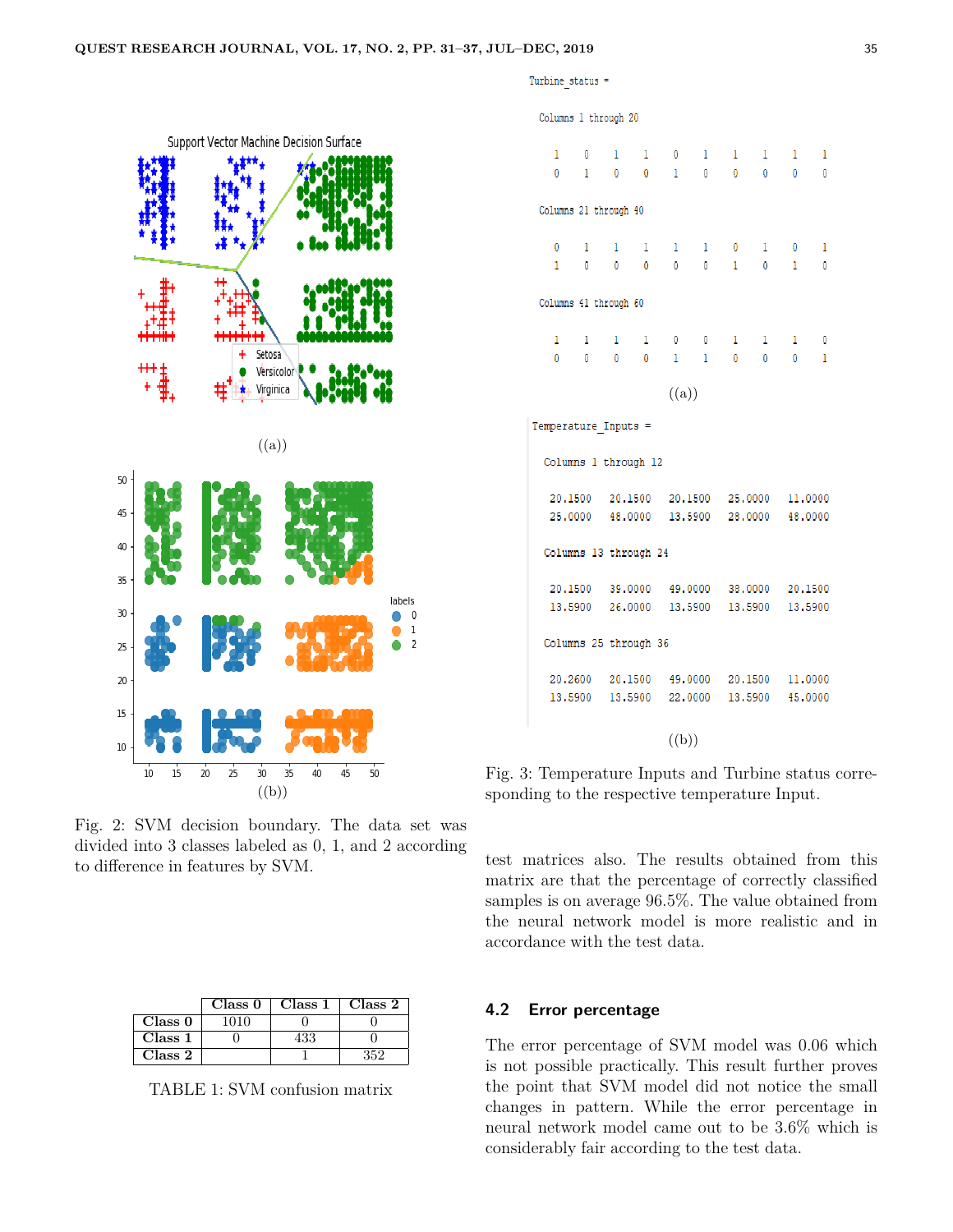((a))

((b))

Fig. 2: SVM decision boundary. The data set was divided into 3 classes labeled as 0, 1, and 2 according to difference in features by SVM.

|  | Class 0 | Class 1 | Class 2 |
|---|---|---|---|
| Class 0 | 1010 | 0 | 0 |
| Class 1 | 0 | 433 | 0 |
| Class 2 |  | 1 | 352 |

TABLE 1: SVM confusion matrix

```
Turbine_status =

  Columns 1 through 20

     1     0     1     1     0     1     1     1     1     1
     0     1     0     0     1     0     0     0     0     0

  Columns 21 through 40

     0     1     1     1     1     1     0     1     0     1
     1     0     0     0     0     0     1     0     1     0

  Columns 41 through 60

     1     1     1     1     0     0     1     1     1     0
     0     0     0     0     1     1     0     0     0     1
```

((a))

```
Temperature_Inputs =

  Columns 1 through 12

   20.1500   20.1500   20.1500   25.0000   11.0000
   25.0000   48.0000   13.5900   28.0000   48.0000

  Columns 13 through 24

   20.1500   39.0000   49.0000   38.0000   20.1500
   13.5900   26.0000   13.5900   13.5900   13.5900

  Columns 25 through 36

   20.2600   20.1500   49.0000   20.1500   11.0000
   13.5900   13.5900   22.0000   13.5900   45.0000
```

((b))

Fig. 3: Temperature Inputs and Turbine status corresponding to the respective temperature Input.

test matrices also. The results obtained from this matrix are that the percentage of correctly classified samples is on average 96.5%. The value obtained from the neural network model is more realistic and in accordance with the test data.

### 4.2 Error percentage

The error percentage of SVM model was 0.06 which is not possible practically. This result further proves the point that SVM model did not notice the small changes in pattern. While the error percentage in neural network model came out to be 3.6% which is considerably fair according to the test data.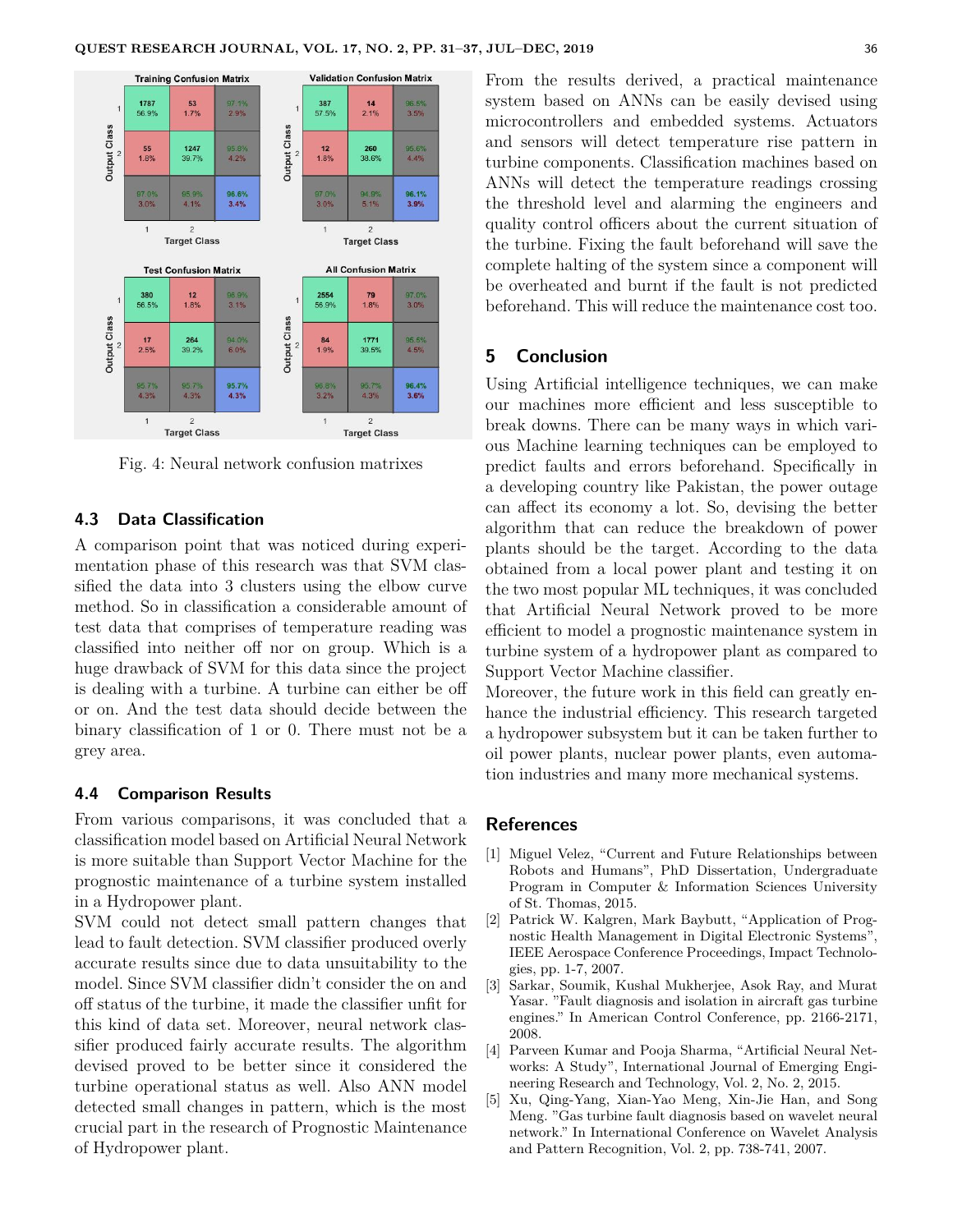Fig. 4: Neural network confusion matrixes

### 4.3 Data Classification

A comparison point that was noticed during experimentation phase of this research was that SVM classified the data into 3 clusters using the elbow curve method. So in classification a considerable amount of test data that comprises of temperature reading was classified into neither off nor on group. Which is a huge drawback of SVM for this data since the project is dealing with a turbine. A turbine can either be off or on. And the test data should decide between the binary classification of 1 or 0. There must not be a grey area.

### 4.4 Comparison Results

From various comparisons, it was concluded that a classification model based on Artificial Neural Network is more suitable than Support Vector Machine for the prognostic maintenance of a turbine system installed in a Hydropower plant.

SVM could not detect small pattern changes that lead to fault detection. SVM classifier produced overly accurate results since due to data unsuitability to the model. Since SVM classifier didn't consider the on and off status of the turbine, it made the classifier unfit for this kind of data set. Moreover, neural network classifier produced fairly accurate results. The algorithm devised proved to be better since it considered the turbine operational status as well. Also ANN model detected small changes in pattern, which is the most crucial part in the research of Prognostic Maintenance of Hydropower plant.

From the results derived, a practical maintenance system based on ANNs can be easily devised using microcontrollers and embedded systems. Actuators and sensors will detect temperature rise pattern in turbine components. Classification machines based on ANNs will detect the temperature readings crossing the threshold level and alarming the engineers and quality control officers about the current situation of the turbine. Fixing the fault beforehand will save the complete halting of the system since a component will be overheated and burnt if the fault is not predicted beforehand. This will reduce the maintenance cost too.

## 5 Conclusion

Using Artificial intelligence techniques, we can make our machines more efficient and less susceptible to break downs. There can be many ways in which various Machine learning techniques can be employed to predict faults and errors beforehand. Specifically in a developing country like Pakistan, the power outage can affect its economy a lot. So, devising the better algorithm that can reduce the breakdown of power plants should be the target. According to the data obtained from a local power plant and testing it on the two most popular ML techniques, it was concluded that Artificial Neural Network proved to be more efficient to model a prognostic maintenance system in turbine system of a hydropower plant as compared to Support Vector Machine classifier.

Moreover, the future work in this field can greatly enhance the industrial efficiency. This research targeted a hydropower subsystem but it can be taken further to oil power plants, nuclear power plants, even automation industries and many more mechanical systems.

## References

[1] Miguel Velez, "Current and Future Relationships between Robots and Humans", PhD Dissertation, Undergraduate Program in Computer & Information Sciences University of St. Thomas, 2015.

[2] Patrick W. Kalgren, Mark Baybutt, "Application of Prognostic Health Management in Digital Electronic Systems", IEEE Aerospace Conference Proceedings, Impact Technologies, pp. 1-7, 2007.

[3] Sarkar, Soumik, Kushal Mukherjee, Asok Ray, and Murat Yasar. "Fault diagnosis and isolation in aircraft gas turbine engines." In American Control Conference, pp. 2166-2171, 2008.

[4] Parveen Kumar and Pooja Sharma, "Artificial Neural Networks: A Study", International Journal of Emerging Engineering Research and Technology, Vol. 2, No. 2, 2015.

[5] Xu, Qing-Yang, Xian-Yao Meng, Xin-Jie Han, and Song Meng. "Gas turbine fault diagnosis based on wavelet neural network." In International Conference on Wavelet Analysis and Pattern Recognition, Vol. 2, pp. 738-741, 2007.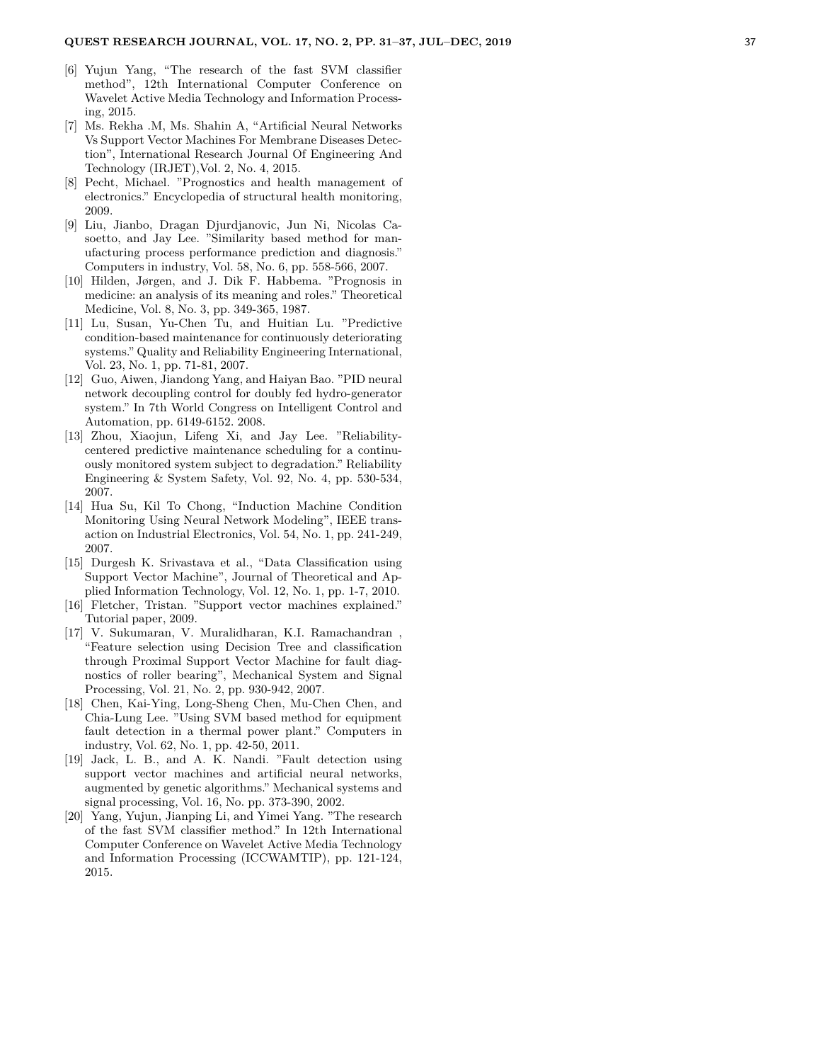[6] Yujun Yang, "The research of the fast SVM classifier method", 12th International Computer Conference on Wavelet Active Media Technology and Information Processing, 2015.

[7] Ms. Rekha .M, Ms. Shahin A, "Artificial Neural Networks Vs Support Vector Machines For Membrane Diseases Detection", International Research Journal Of Engineering And Technology (IRJET),Vol. 2, No. 4, 2015.

[8] Pecht, Michael. "Prognostics and health management of electronics." Encyclopedia of structural health monitoring, 2009.

[9] Liu, Jianbo, Dragan Djurdjanovic, Jun Ni, Nicolas Casoetto, and Jay Lee. "Similarity based method for manufacturing process performance prediction and diagnosis." Computers in industry, Vol. 58, No. 6, pp. 558-566, 2007.

[10] Hilden, Jørgen, and J. Dik F. Habbema. "Prognosis in medicine: an analysis of its meaning and roles." Theoretical Medicine, Vol. 8, No. 3, pp. 349-365, 1987.

[11] Lu, Susan, Yu-Chen Tu, and Huitian Lu. "Predictive condition-based maintenance for continuously deteriorating systems." Quality and Reliability Engineering International, Vol. 23, No. 1, pp. 71-81, 2007.

[12] Guo, Aiwen, Jiandong Yang, and Haiyan Bao. "PID neural network decoupling control for doubly fed hydro-generator system." In 7th World Congress on Intelligent Control and Automation, pp. 6149-6152. 2008.

[13] Zhou, Xiaojun, Lifeng Xi, and Jay Lee. "Reliability-centered predictive maintenance scheduling for a continuously monitored system subject to degradation." Reliability Engineering & System Safety, Vol. 92, No. 4, pp. 530-534, 2007.

[14] Hua Su, Kil To Chong, "Induction Machine Condition Monitoring Using Neural Network Modeling", IEEE transaction on Industrial Electronics, Vol. 54, No. 1, pp. 241-249, 2007.

[15] Durgesh K. Srivastava et al., "Data Classification using Support Vector Machine", Journal of Theoretical and Applied Information Technology, Vol. 12, No. 1, pp. 1-7, 2010.

[16] Fletcher, Tristan. "Support vector machines explained." Tutorial paper, 2009.

[17] V. Sukumaran, V. Muralidharan, K.I. Ramachandran , "Feature selection using Decision Tree and classification through Proximal Support Vector Machine for fault diagnostics of roller bearing", Mechanical System and Signal Processing, Vol. 21, No. 2, pp. 930-942, 2007.

[18] Chen, Kai-Ying, Long-Sheng Chen, Mu-Chen Chen, and Chia-Lung Lee. "Using SVM based method for equipment fault detection in a thermal power plant." Computers in industry, Vol. 62, No. 1, pp. 42-50, 2011.

[19] Jack, L. B., and A. K. Nandi. "Fault detection using support vector machines and artificial neural networks, augmented by genetic algorithms." Mechanical systems and signal processing, Vol. 16, No. pp. 373-390, 2002.

[20] Yang, Yujun, Jianping Li, and Yimei Yang. "The research of the fast SVM classifier method." In 12th International Computer Conference on Wavelet Active Media Technology and Information Processing (ICCWAMTIP), pp. 121-124, 2015.